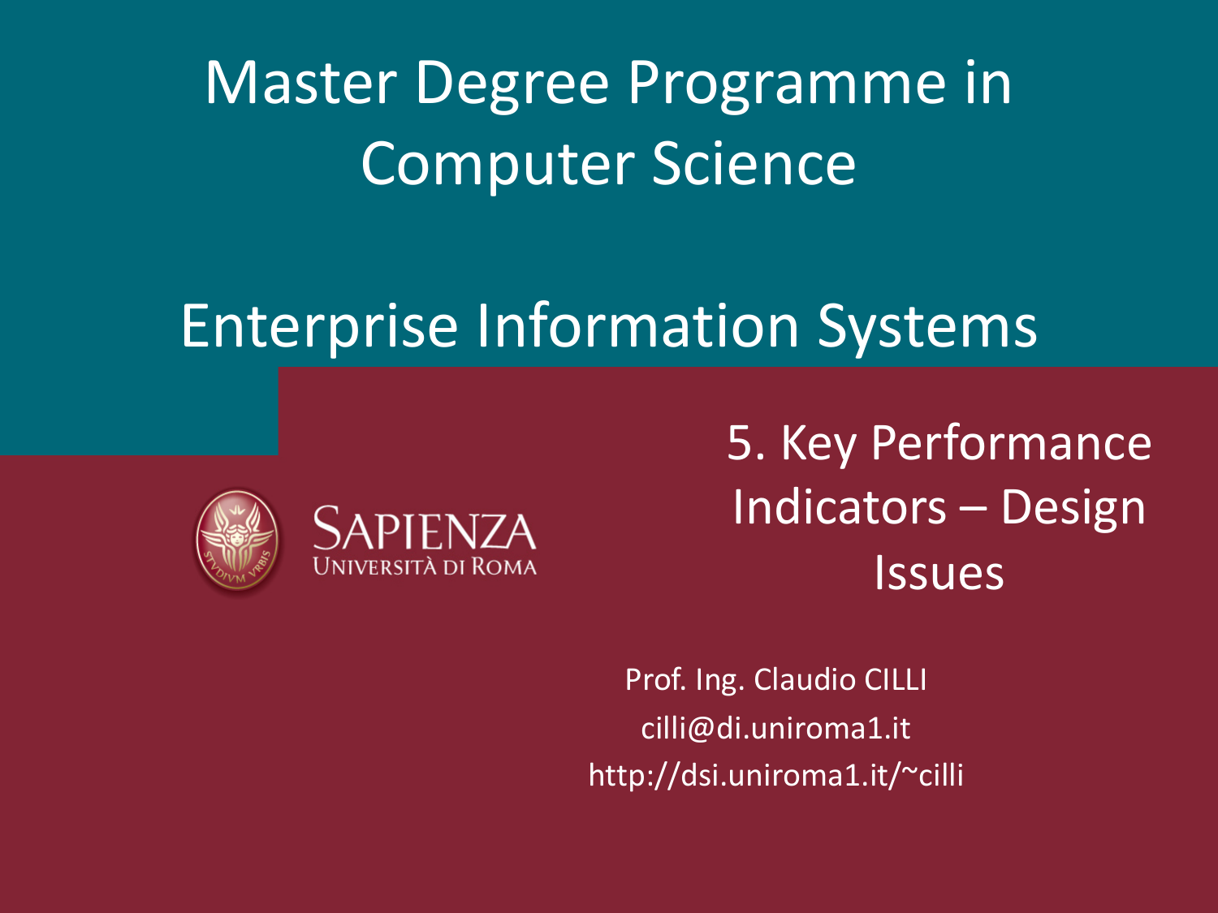# Master Degree Programme in Computer Science

# Enterprise Information Systems

SAPIENZA
UNIVERSITÀ DI ROMA

## 5. Key Performance Indicators – Design Issues

Prof. Ing. Claudio CILLI

cilli@di.uniroma1.it

http://dsi.uniroma1.it/~cilli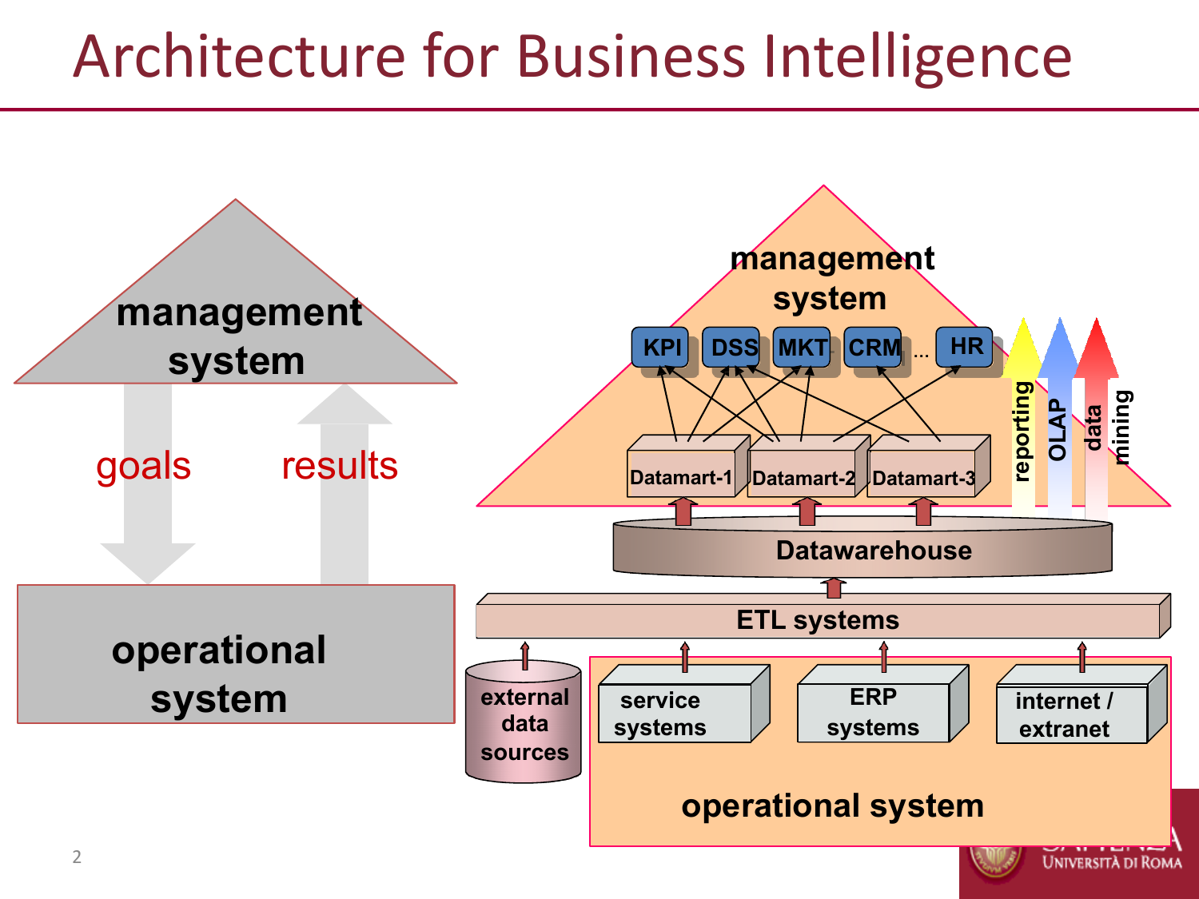# Architecture for Business Intelligence

management system

goals

results

operational system

management system

KPI DSS MKT CRM … HR

Datamart-1 Datamart-2 Datamart-3

reporting OLAP data mining

Datawarehouse

ETL systems

external data sources

service systems

ERP systems

internet / extranet

operational system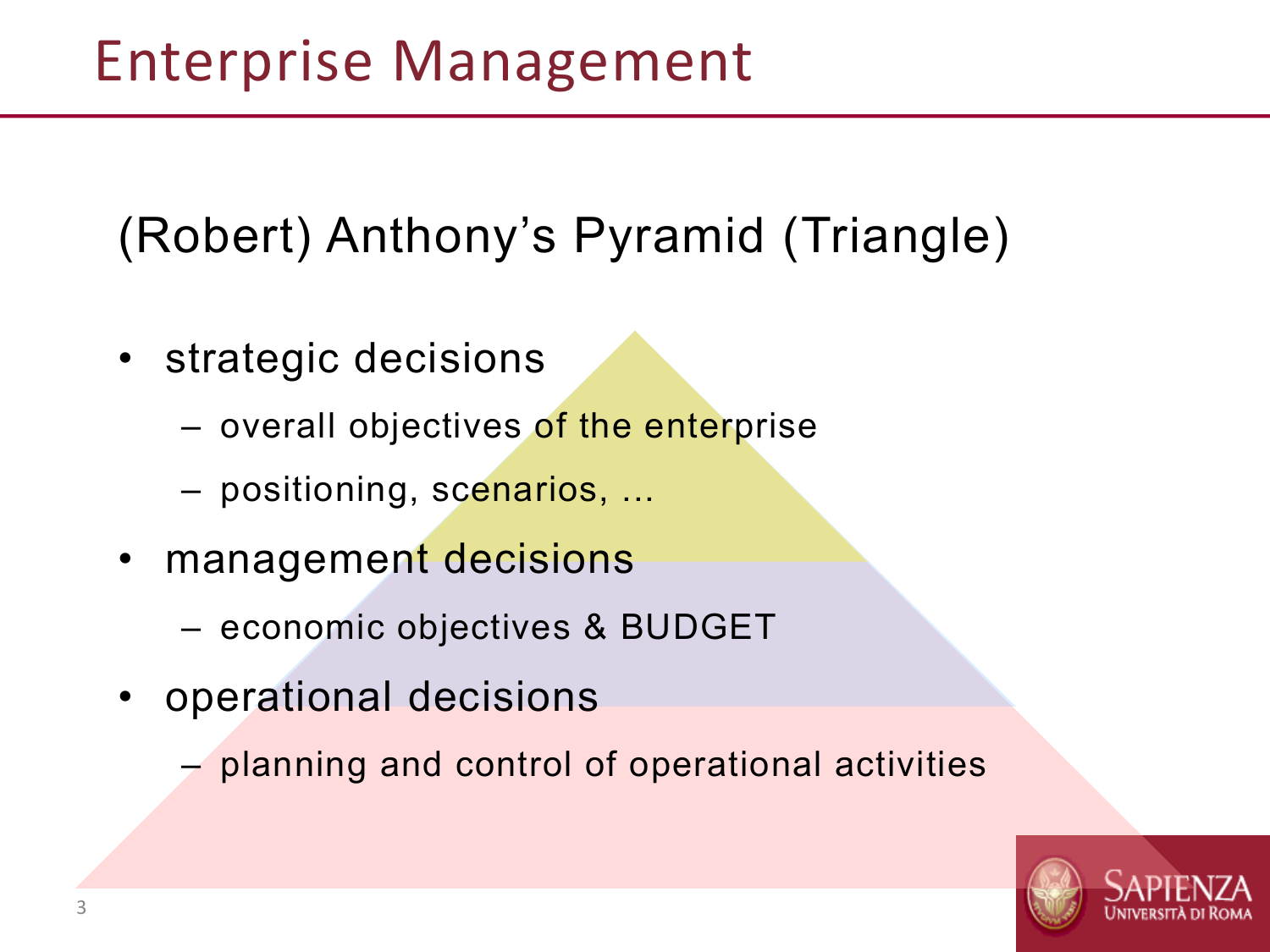# Enterprise Management

## (Robert) Anthony's Pyramid (Triangle)

- strategic decisions
  - overall objectives of the enterprise
  - positioning, scenarios, …
- management decisions
  - economic objectives & BUDGET
- operational decisions
  - planning and control of operational activities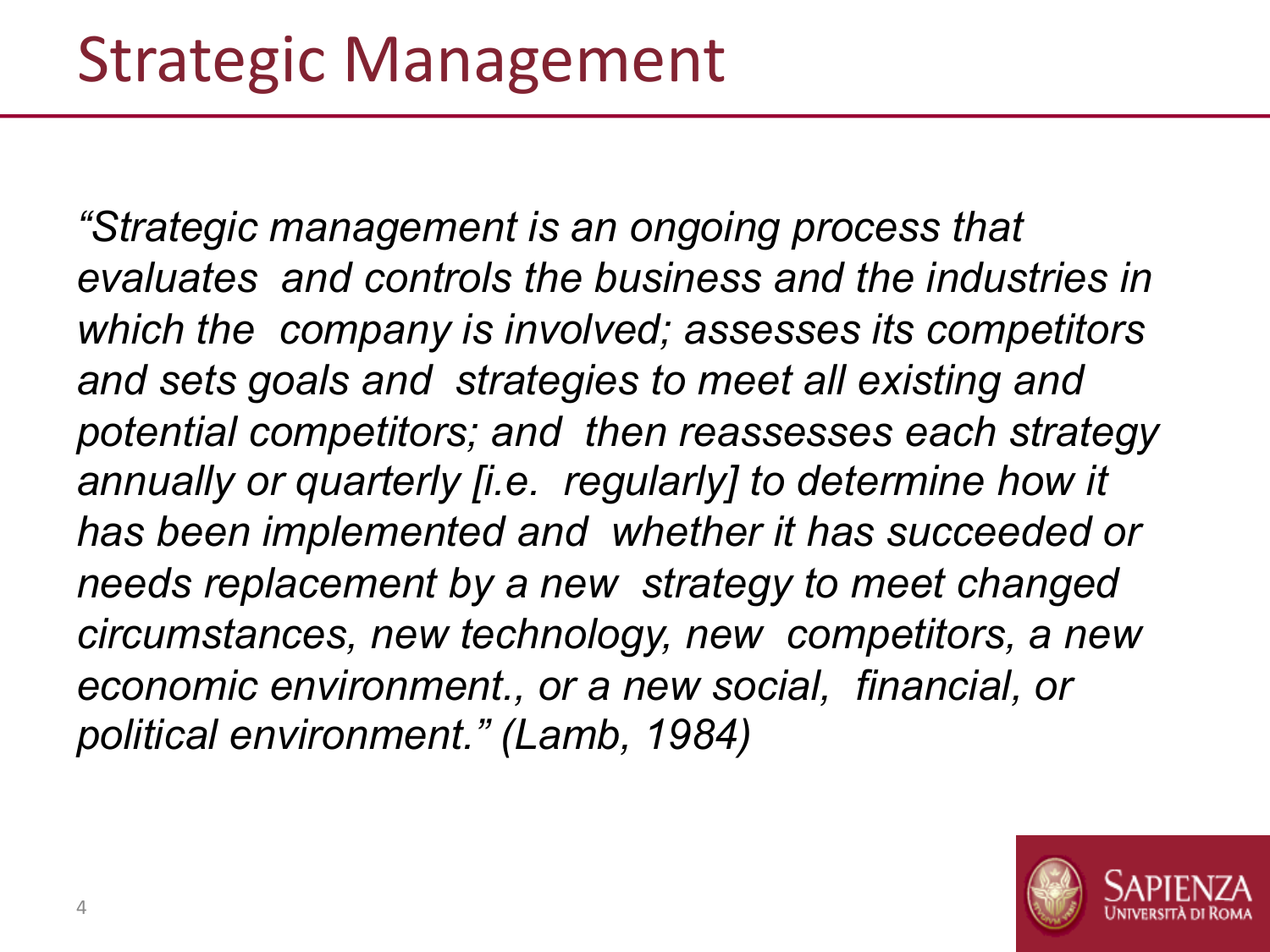# Strategic Management

*"Strategic management is an ongoing process that evaluates and controls the business and the industries in which the company is involved; assesses its competitors and sets goals and strategies to meet all existing and potential competitors; and then reassesses each strategy annually or quarterly [i.e. regularly] to determine how it has been implemented and whether it has succeeded or needs replacement by a new strategy to meet changed circumstances, new technology, new competitors, a new economic environment., or a new social, financial, or political environment." (Lamb, 1984)*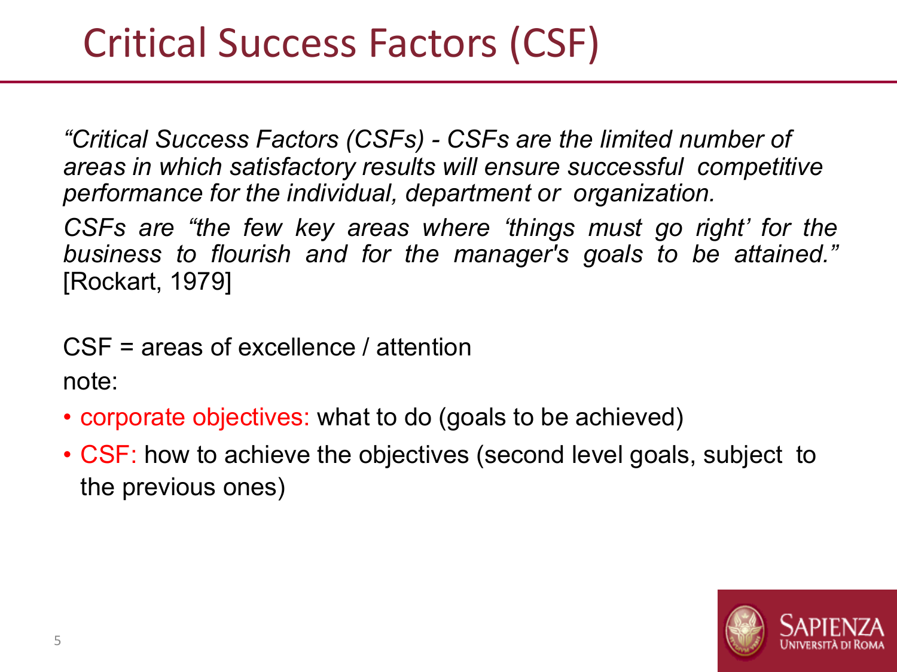# Critical Success Factors (CSF)

*“Critical Success Factors (CSFs) - CSFs are the limited number of areas in which satisfactory results will ensure successful competitive performance for the individual, department or organization.*

*CSFs are “the few key areas where ‘things must go right’ for the business to flourish and for the manager's goals to be attained.”* [Rockart, 1979]

CSF = areas of excellence / attention

note:

- corporate objectives: what to do (goals to be achieved)
- CSF: how to achieve the objectives (second level goals, subject to the previous ones)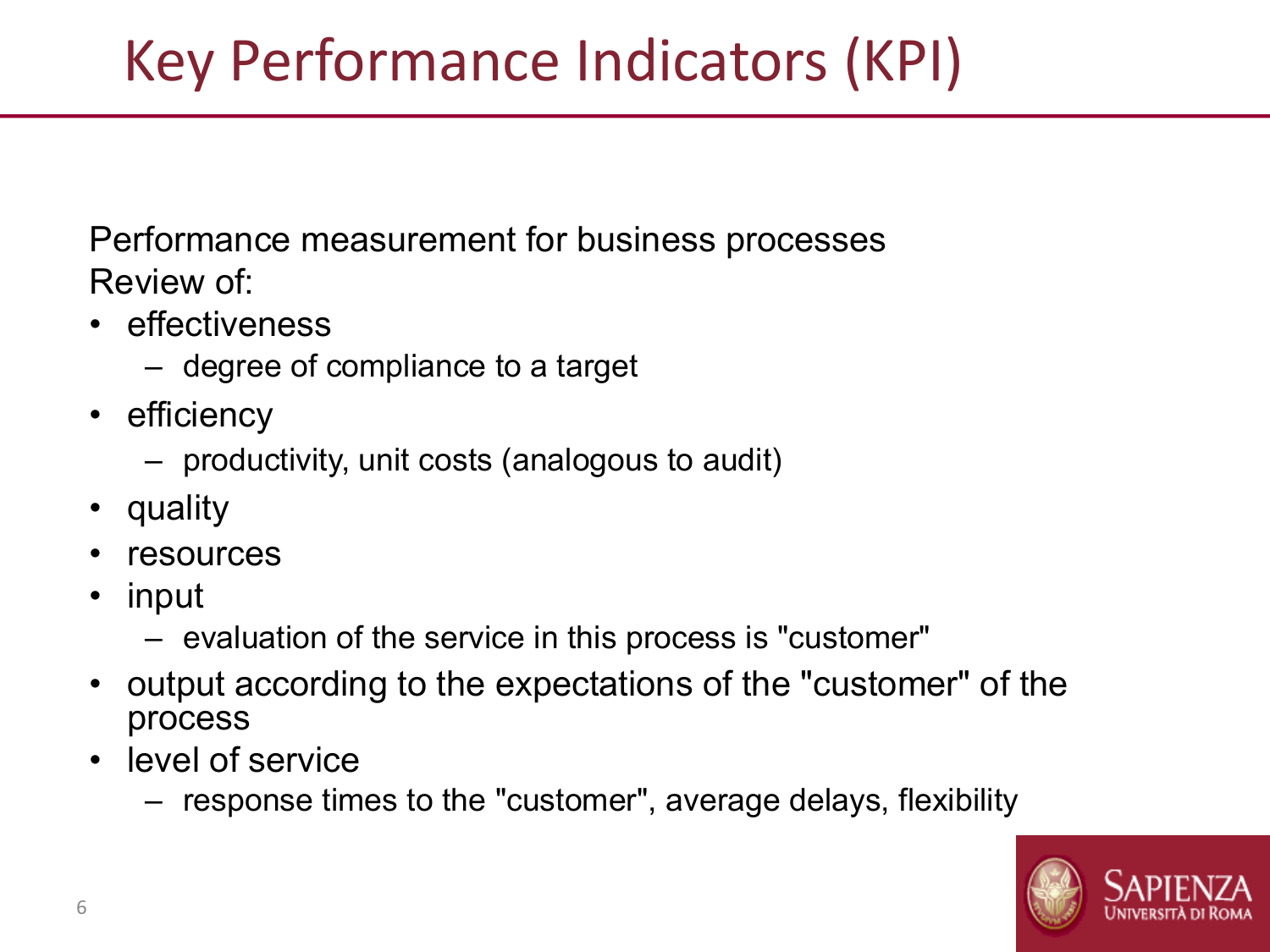# Key Performance Indicators (KPI)

Performance measurement for business processes
Review of:

- effectiveness
  - degree of compliance to a target
- efficiency
  - productivity, unit costs (analogous to audit)
- quality
- resources
- input
  - evaluation of the service in this process is "customer"
- output according to the expectations of the "customer" of the process
- level of service
  - response times to the "customer", average delays, flexibility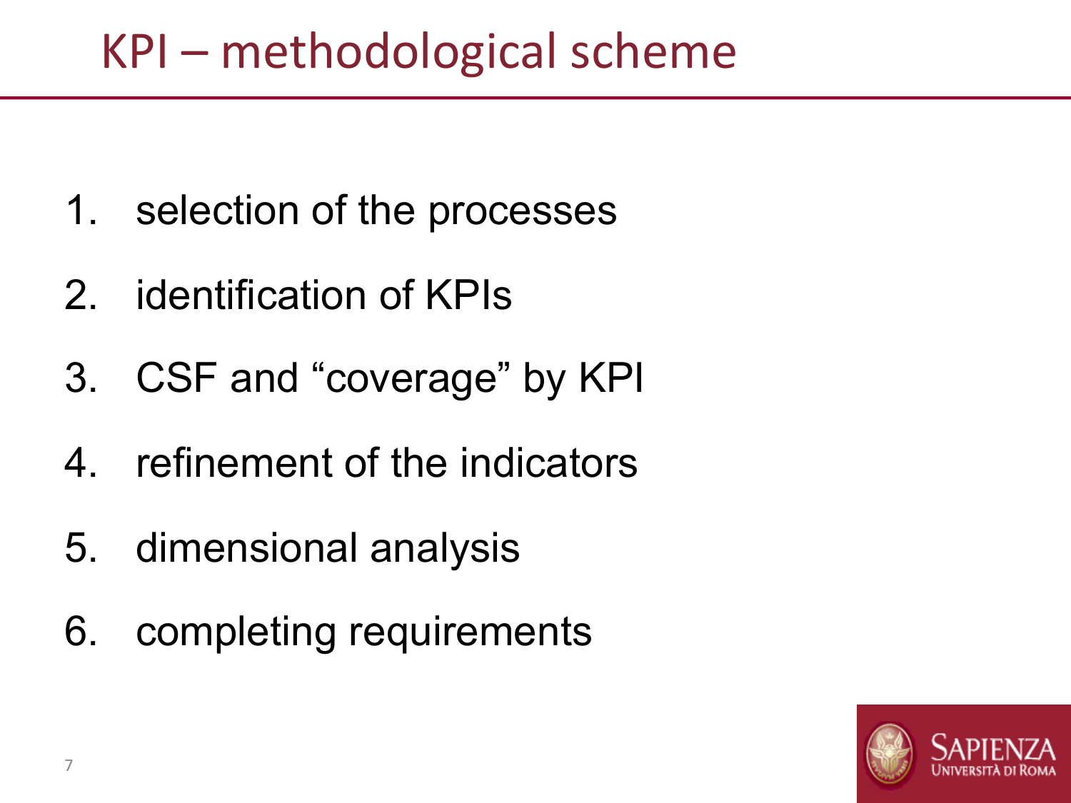# KPI – methodological scheme

1. selection of the processes
2. identification of KPIs
3. CSF and “coverage” by KPI
4. refinement of the indicators
5. dimensional analysis
6. completing requirements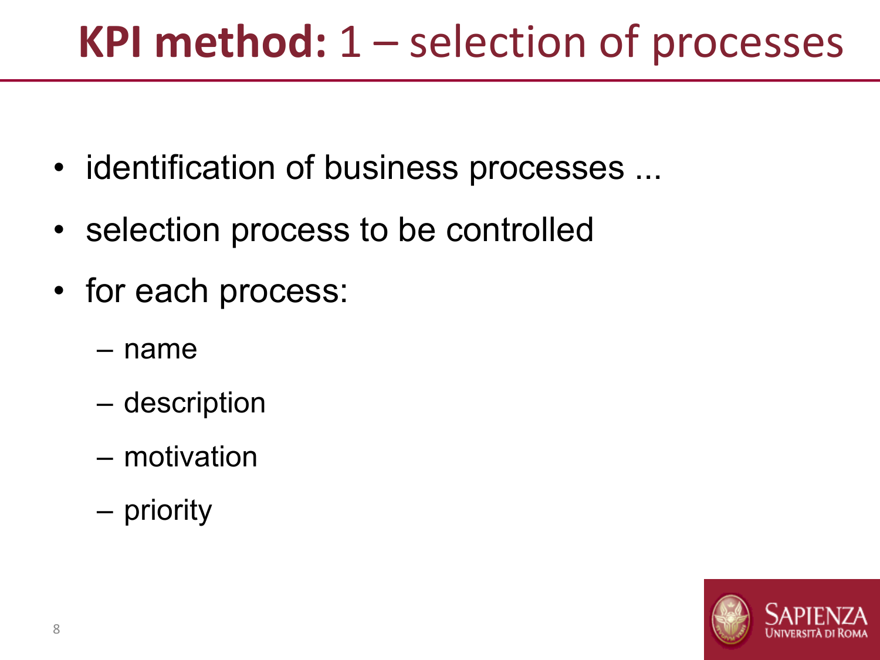# **KPI method:** 1 – selection of processes

- identification of business processes ...
- selection process to be controlled
- for each process:
  - name
  - description
  - motivation
  - priority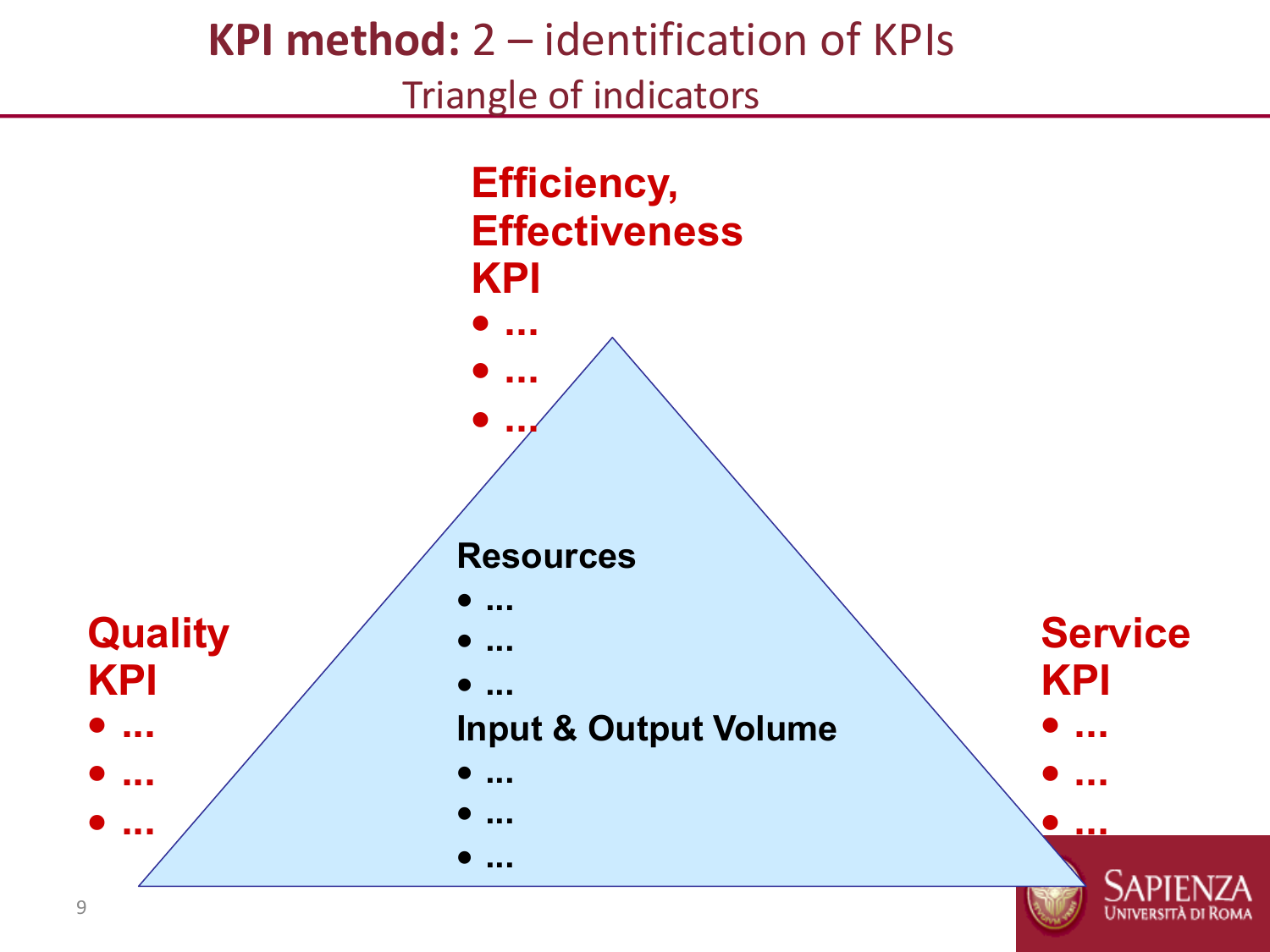# **KPI method:** 2 – identification of KPIs

## Triangle of indicators

**Efficiency, Effectiveness KPI**

- ...
- ...
- ...

**Quality KPI**

- ...
- ...
- ...

**Resources**

- ...
- ...
- ...

**Input & Output Volume**

- ...
- ...
- ...

**Service KPI**

- ...
- ...
- ...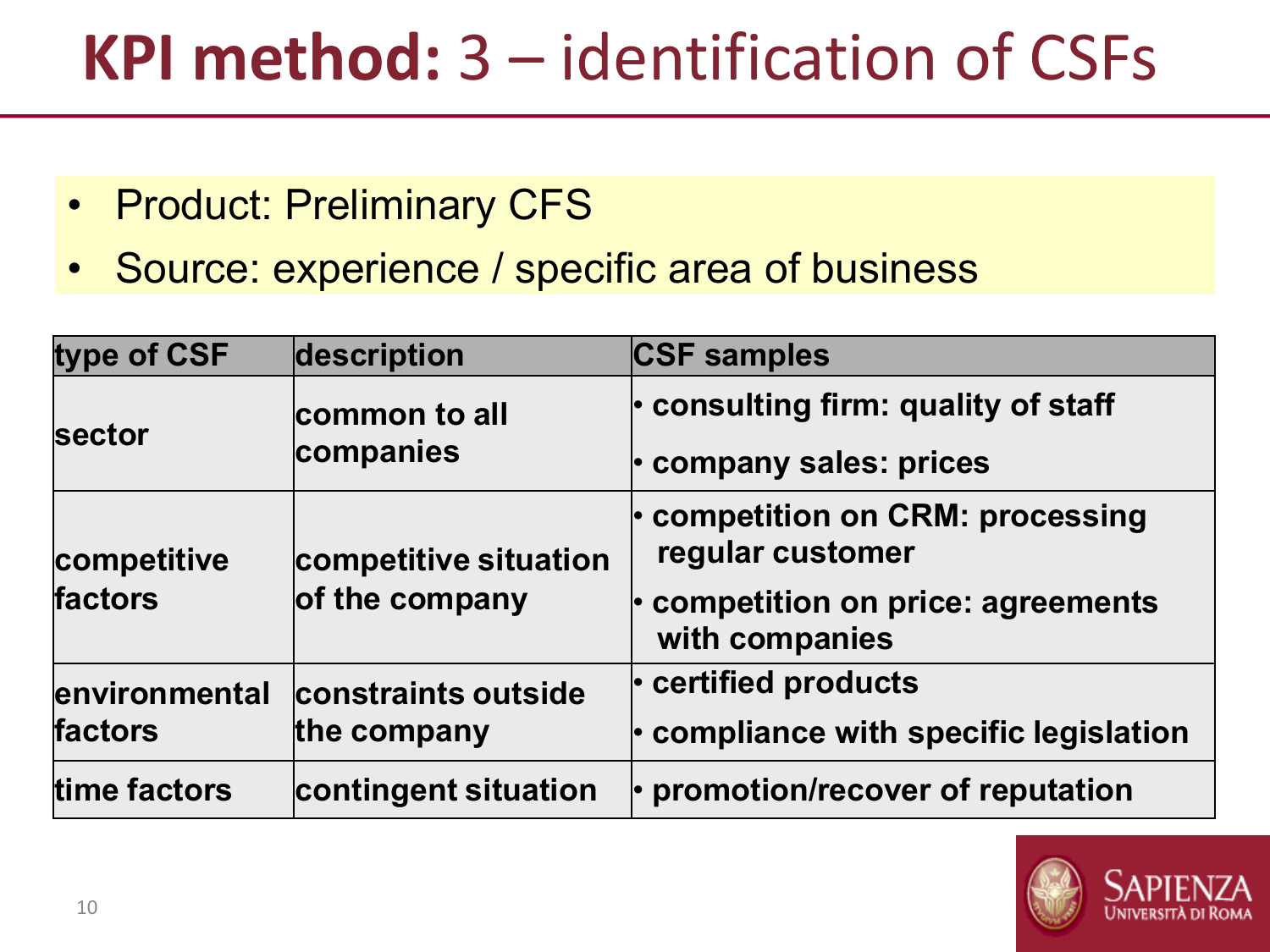# **KPI method:** 3 – identification of CSFs

- Product: Preliminary CFS
- Source: experience / specific area of business

| type of CSF | description | CSF samples |
|---|---|---|
| sector | common to all companies | • consulting firm: quality of staff<br>• company sales: prices |
| competitive factors | competitive situation of the company | • competition on CRM: processing regular customer<br>• competition on price: agreements with companies |
| environmental factors | constraints outside the company | • certified products<br>• compliance with specific legislation |
| time factors | contingent situation | • promotion/recover of reputation |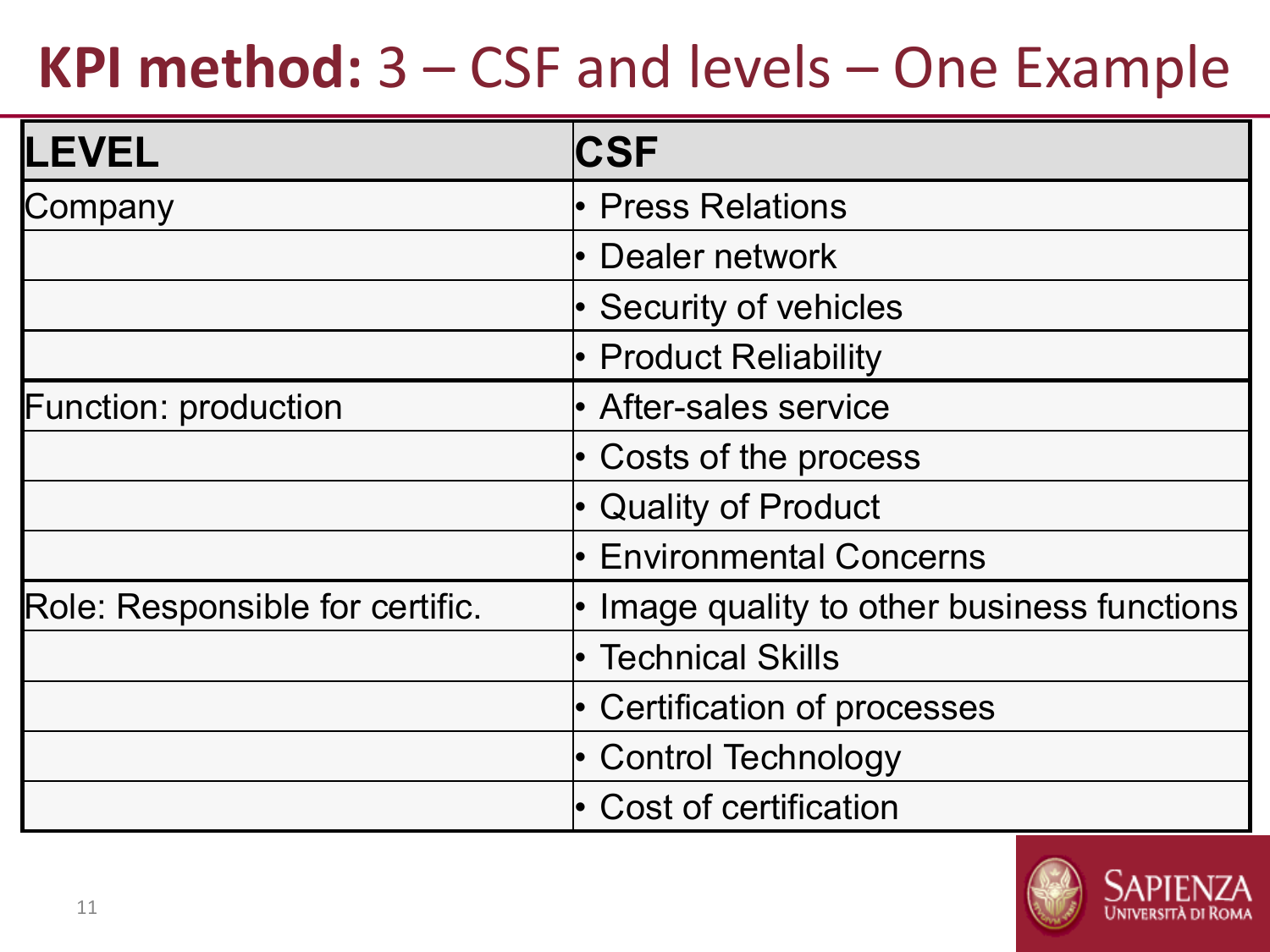# **KPI method:** 3 – CSF and levels – One Example

| LEVEL | CSF |
|---|---|
| Company | • Press Relations |
| | • Dealer network |
| | • Security of vehicles |
| | • Product Reliability |
| Function: production | • After-sales service |
| | • Costs of the process |
| | • Quality of Product |
| | • Environmental Concerns |
| Role: Responsible for certific. | • Image quality to other business functions |
| | • Technical Skills |
| | • Certification of processes |
| | • Control Technology |
| | • Cost of certification |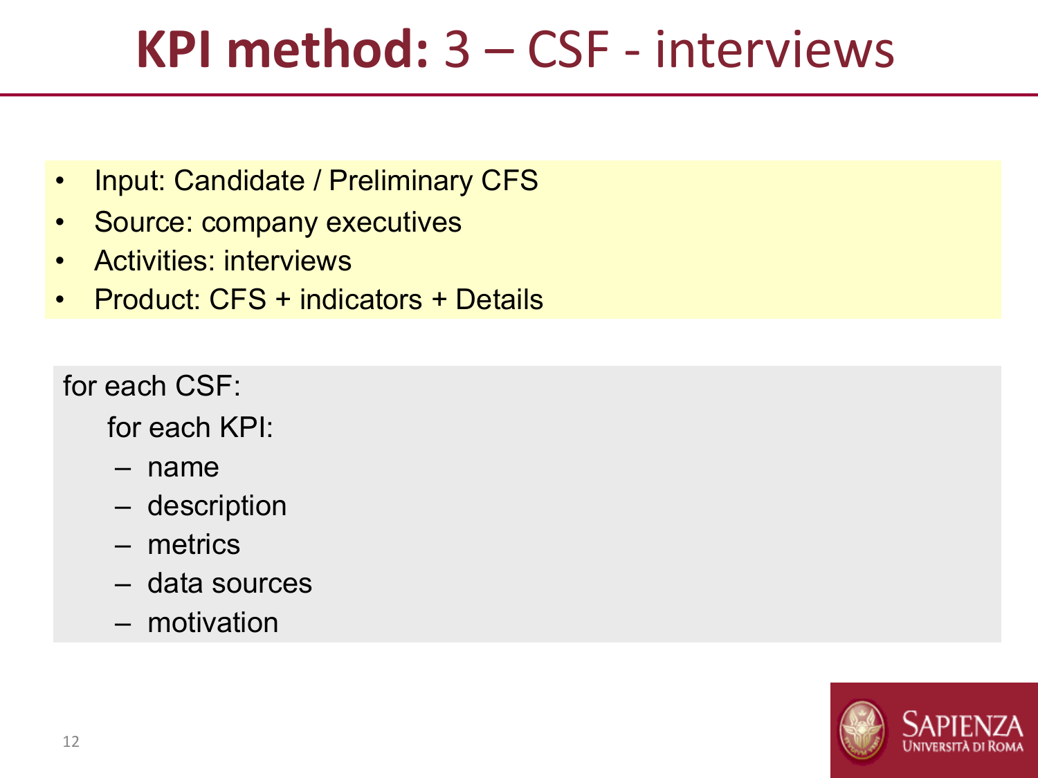# **KPI method:** 3 – CSF - interviews

- Input: Candidate / Preliminary CFS
- Source: company executives
- Activities: interviews
- Product: CFS + indicators + Details

for each CSF:

for each KPI:

- name
- description
- metrics
- data sources
- motivation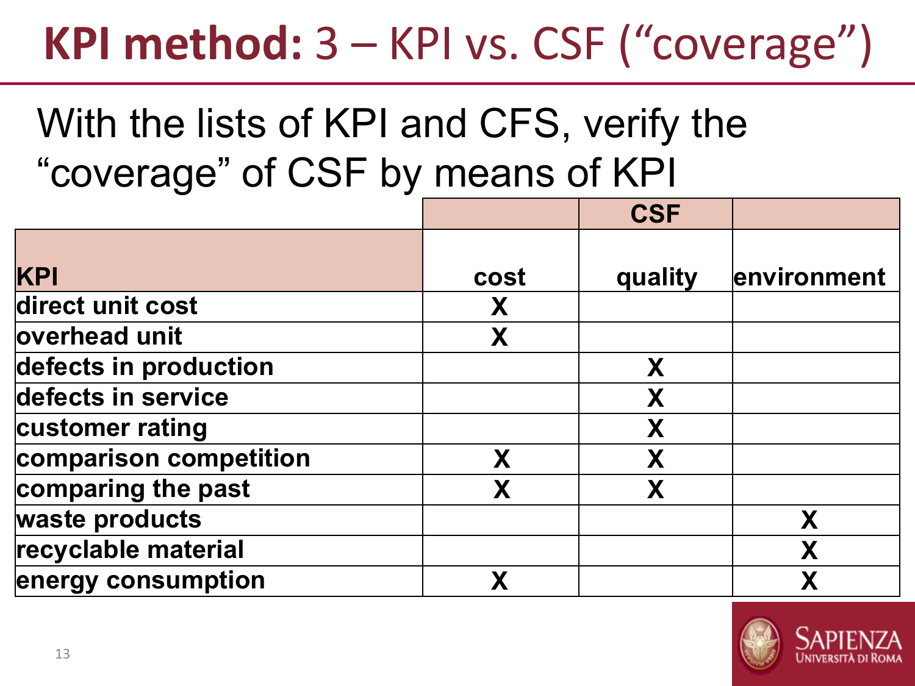# **KPI method:** 3 – KPI vs. CSF ("coverage")

With the lists of KPI and CFS, verify the "coverage" of CSF by means of KPI

| | | CSF | |
|---|---|---|---|
| **KPI** | **cost** | **quality** | **environment** |
| **direct unit cost** | **X** | | |
| **overhead unit** | **X** | | |
| **defects in production** | | **X** | |
| **defects in service** | | **X** | |
| **customer rating** | | **X** | |
| **comparison competition** | **X** | **X** | |
| **comparing the past** | **X** | **X** | |
| **waste products** | | | **X** |
| **recyclable material** | | | **X** |
| **energy consumption** | **X** | | **X** |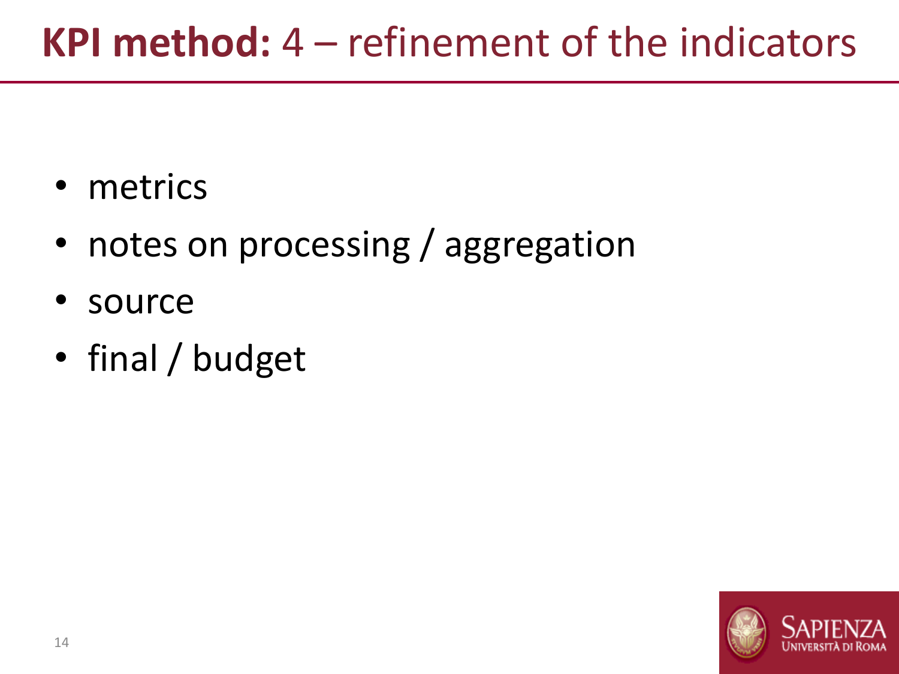# **KPI method:** 4 – refinement of the indicators

- metrics
- notes on processing / aggregation
- source
- final / budget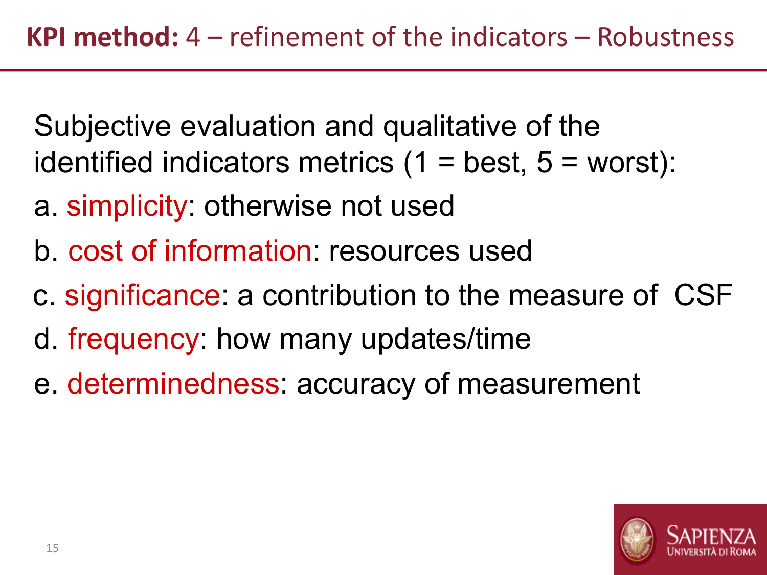## **KPI method:** 4 – refinement of the indicators – Robustness

Subjective evaluation and qualitative of the identified indicators metrics (1 = best, 5 = worst):

a. simplicity: otherwise not used

b. cost of information: resources used

c. significance: a contribution to the measure of CSF

d. frequency: how many updates/time

e. determinedness: accuracy of measurement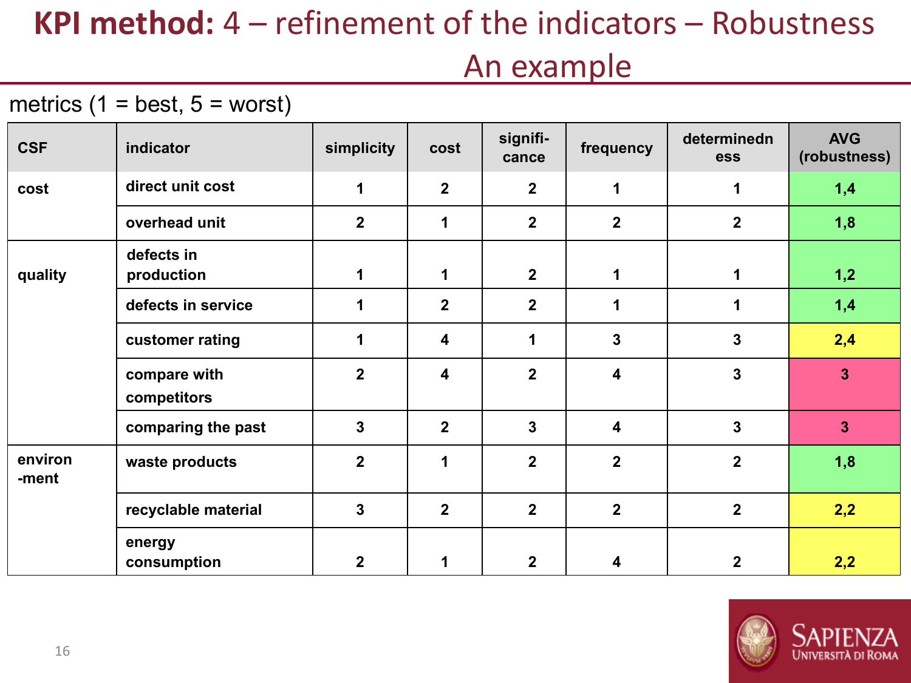# KPI method: 4 – refinement of the indicators – Robustness An example

metrics (1 = best, 5 = worst)

| CSF | indicator | simplicity | cost | signifi-cance | frequency | determinedness | AVG (robustness) |
|---|---|---|---|---|---|---|---|
| cost | direct unit cost | 1 | 2 | 2 | 1 | 1 | 1,4 |
| | overhead unit | 2 | 1 | 2 | 2 | 2 | 1,8 |
| quality | defects in production | 1 | 1 | 2 | 1 | 1 | 1,2 |
| | defects in service | 1 | 2 | 2 | 1 | 1 | 1,4 |
| | customer rating | 1 | 4 | 1 | 3 | 3 | 2,4 |
| | compare with competitors | 2 | 4 | 2 | 4 | 3 | 3 |
| | comparing the past | 3 | 2 | 3 | 4 | 3 | 3 |
| environ-ment | waste products | 2 | 1 | 2 | 2 | 2 | 1,8 |
| | recyclable material | 3 | 2 | 2 | 2 | 2 | 2,2 |
| | energy consumption | 2 | 1 | 2 | 4 | 2 | 2,2 |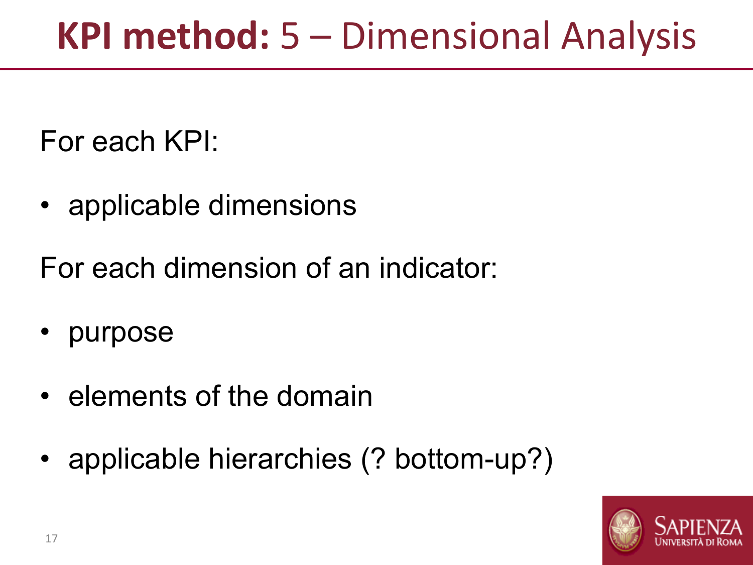# **KPI method:** 5 – Dimensional Analysis

For each KPI:

- applicable dimensions

For each dimension of an indicator:

- purpose
- elements of the domain
- applicable hierarchies (? bottom-up?)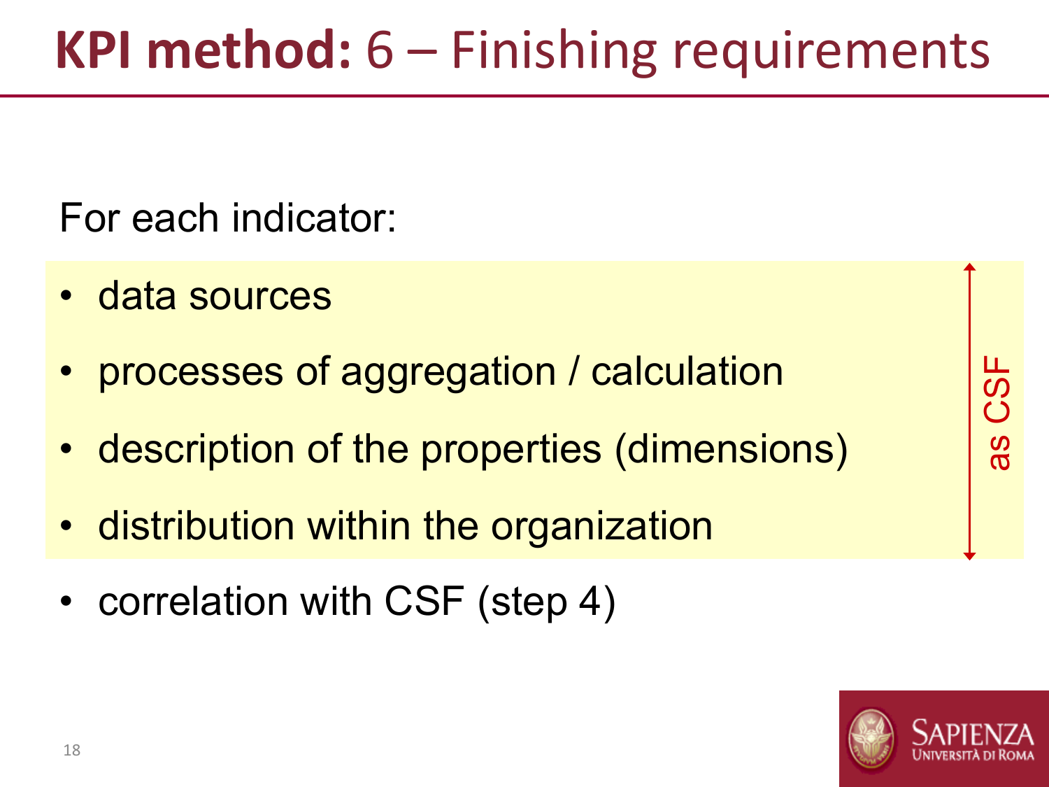# **KPI method:** 6 – Finishing requirements

For each indicator:

- data sources
- processes of aggregation / calculation
- description of the properties (dimensions)
- distribution within the organization

as CSF

- correlation with CSF (step 4)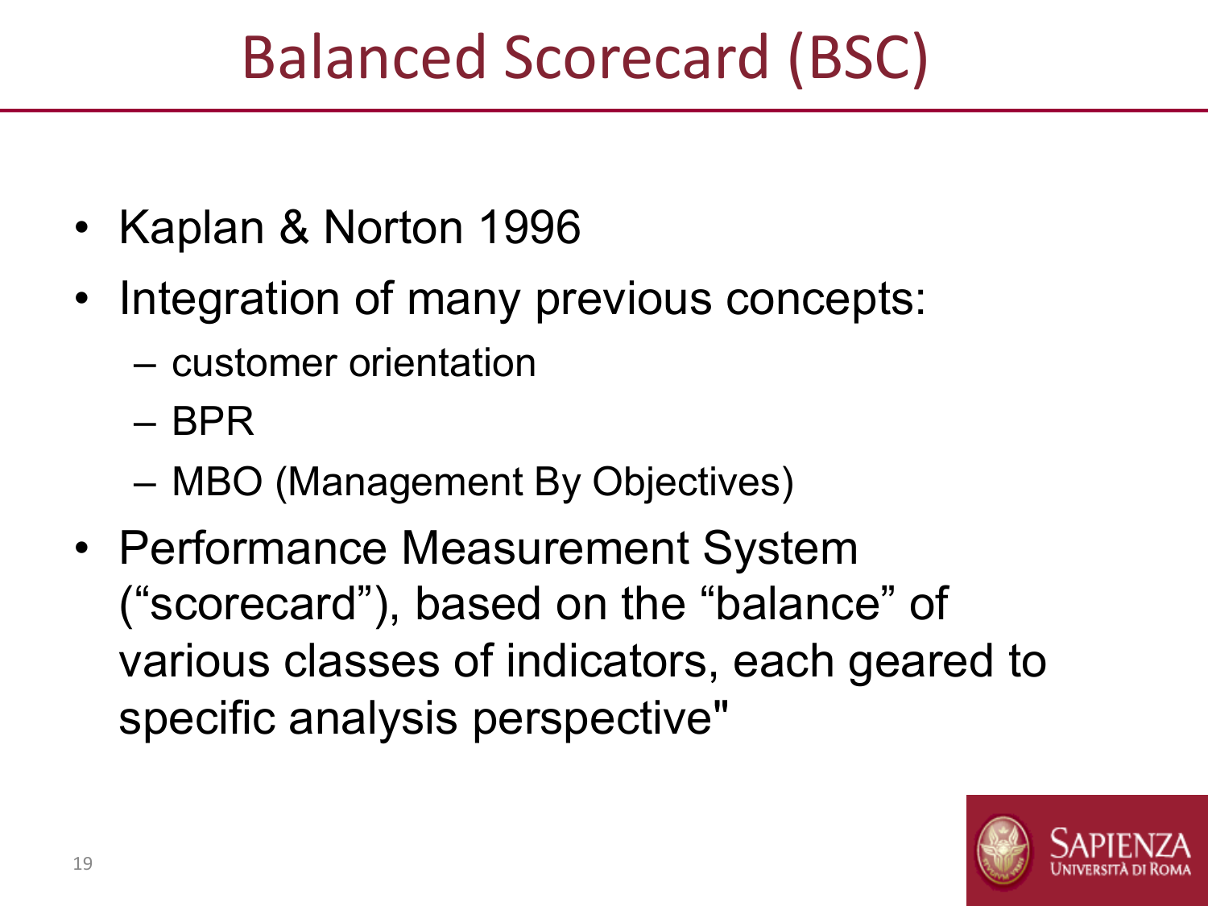# Balanced Scorecard (BSC)

- Kaplan & Norton 1996
- Integration of many previous concepts:
  - customer orientation
  - BPR
  - MBO (Management By Objectives)
- Performance Measurement System ("scorecard"), based on the "balance" of various classes of indicators, each geared to specific analysis perspective"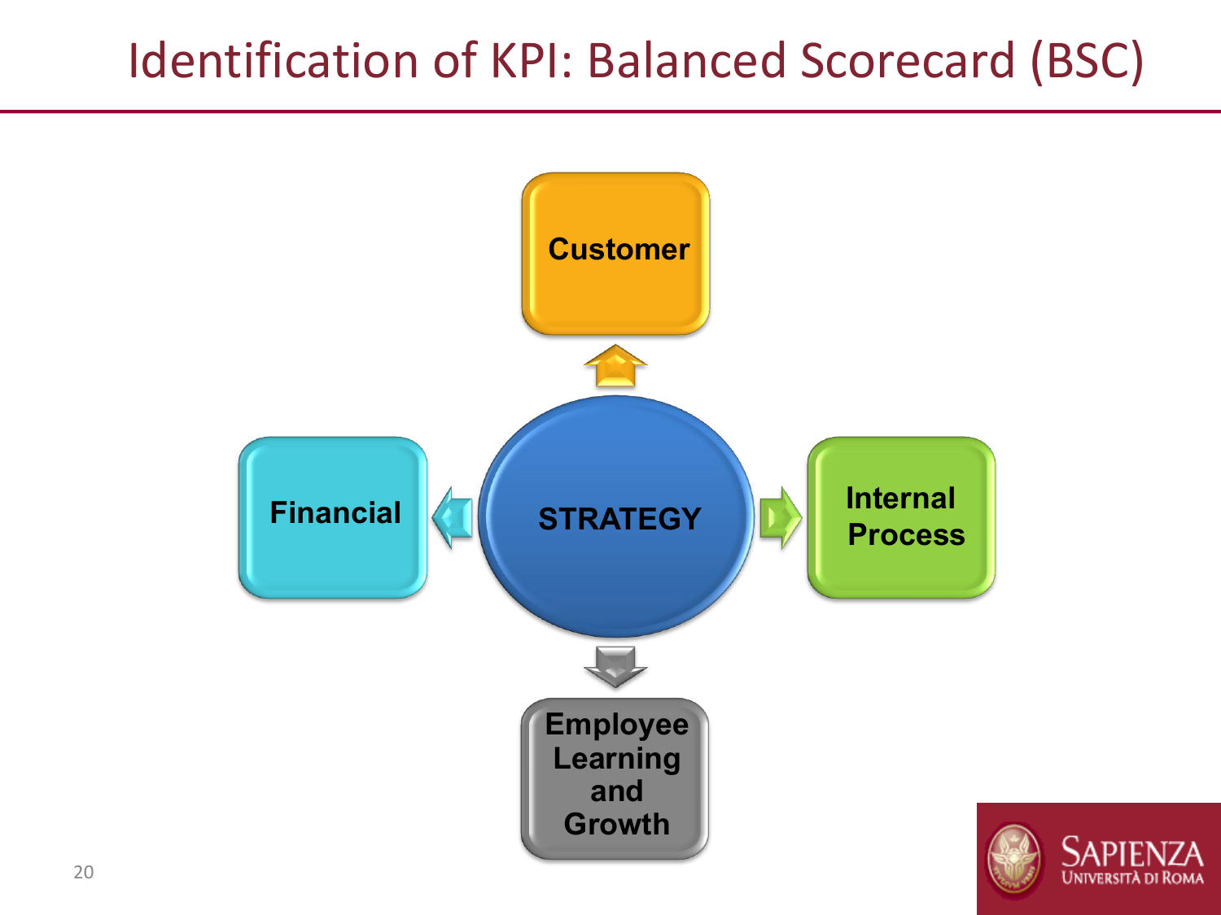# Identification of KPI: Balanced Scorecard (BSC)

- STRATEGY
  - Customer
  - Internal Process
  - Employee Learning and Growth
  - Financial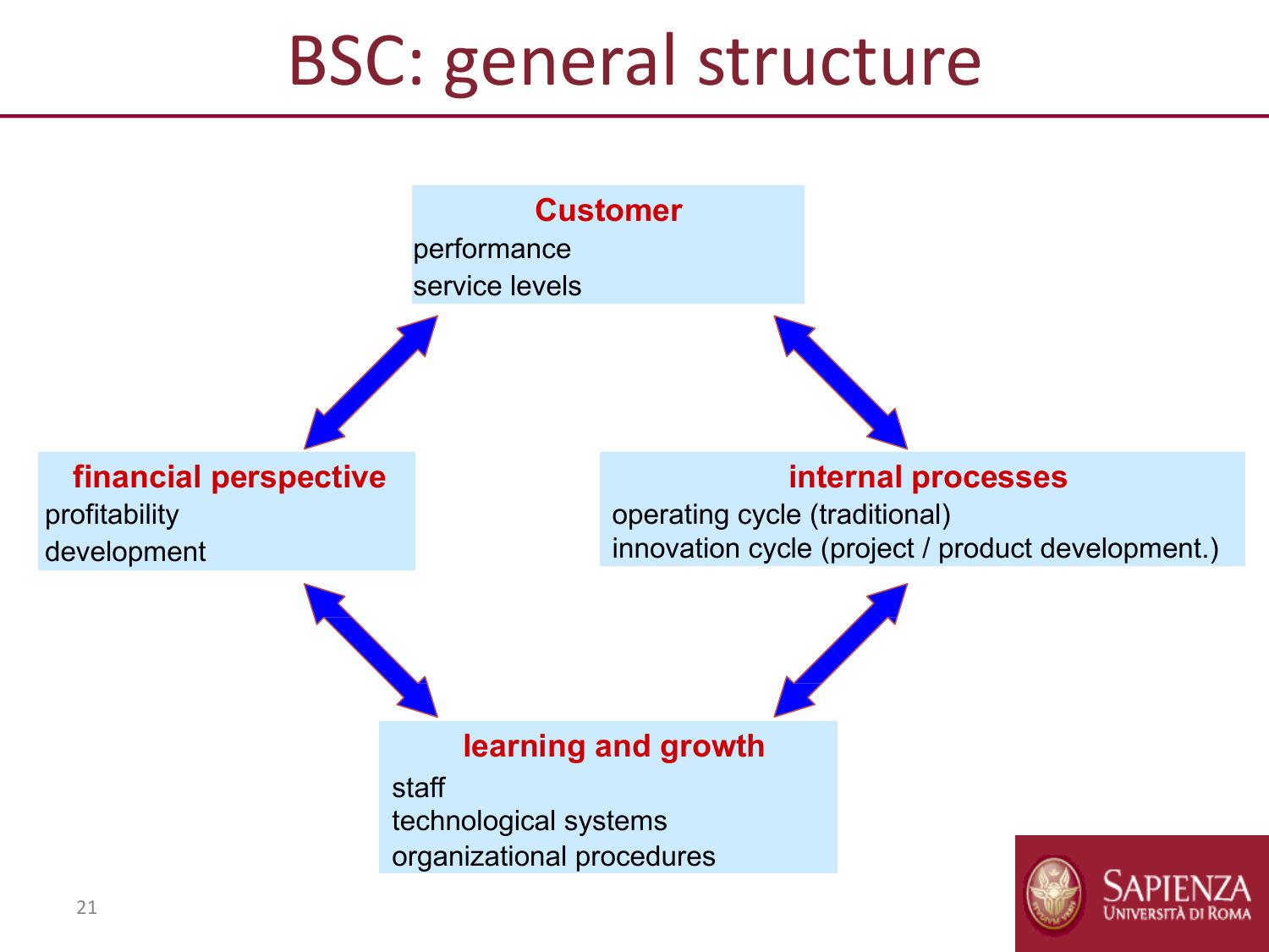# BSC: general structure

**Customer**

performance
service levels

**financial perspective**

profitability
development

**internal processes**

operating cycle (traditional)
innovation cycle (project / product development.)

**learning and growth**

staff
technological systems
organizational procedures